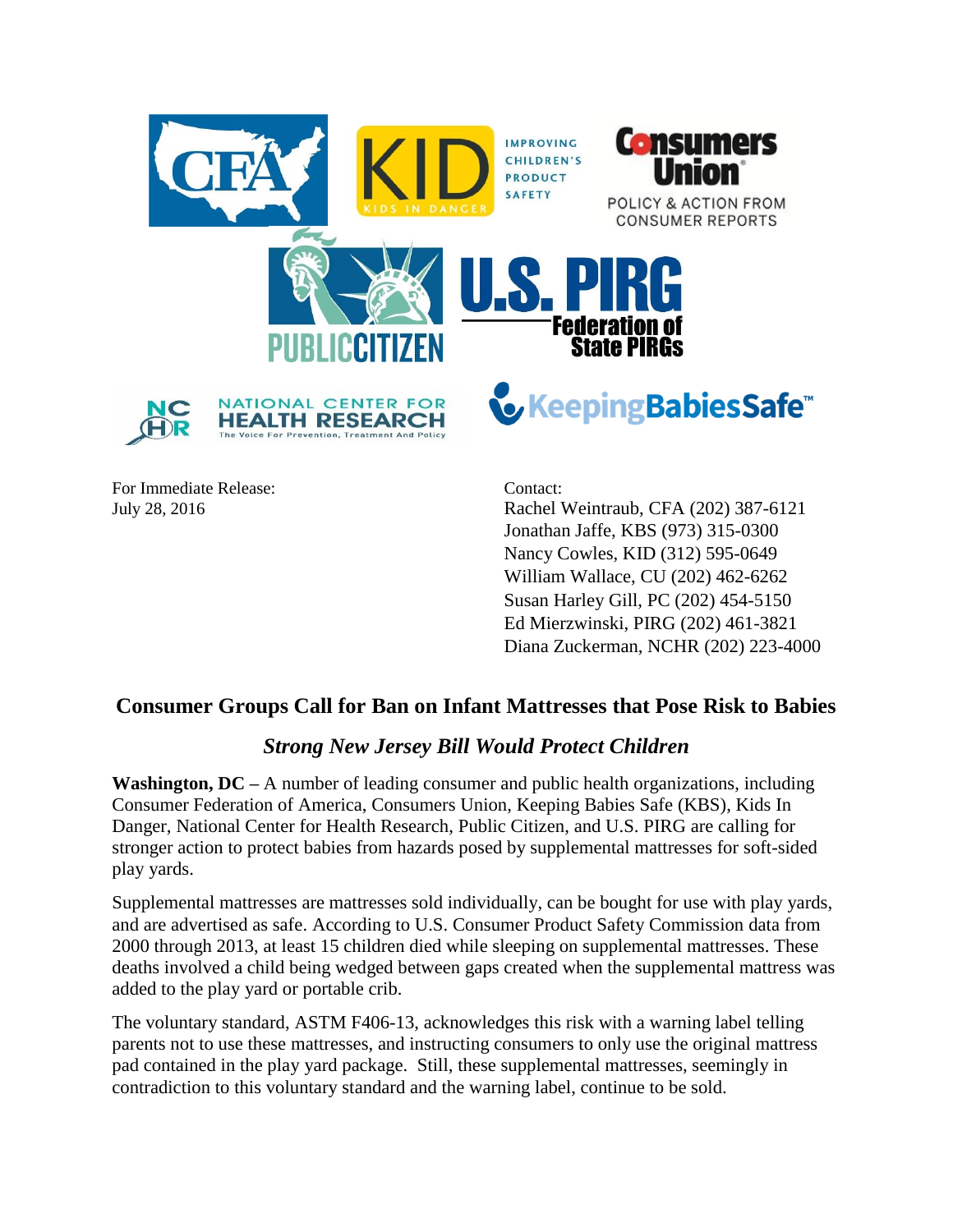For Immediate Release:
July 28, 2016

Contact:
Rachel Weintraub, CFA (202) 387-6121
Jonathan Jaffe, KBS (973) 315-0300
Nancy Cowles, KID (312) 595-0649
William Wallace, CU (202) 462-6262
Susan Harley Gill, PC (202) 454-5150
Ed Mierzwinski, PIRG (202) 461-3821
Diana Zuckerman, NCHR (202) 223-4000

# Consumer Groups Call for Ban on Infant Mattresses that Pose Risk to Babies

## *Strong New Jersey Bill Would Protect Children*

**Washington, DC** – A number of leading consumer and public health organizations, including Consumer Federation of America, Consumers Union, Keeping Babies Safe (KBS), Kids In Danger, National Center for Health Research, Public Citizen, and U.S. PIRG are calling for stronger action to protect babies from hazards posed by supplemental mattresses for soft-sided play yards.

Supplemental mattresses are mattresses sold individually, can be bought for use with play yards, and are advertised as safe. According to U.S. Consumer Product Safety Commission data from 2000 through 2013, at least 15 children died while sleeping on supplemental mattresses. These deaths involved a child being wedged between gaps created when the supplemental mattress was added to the play yard or portable crib.

The voluntary standard, ASTM F406-13, acknowledges this risk with a warning label telling parents not to use these mattresses, and instructing consumers to only use the original mattress pad contained in the play yard package. Still, these supplemental mattresses, seemingly in contradiction to this voluntary standard and the warning label, continue to be sold.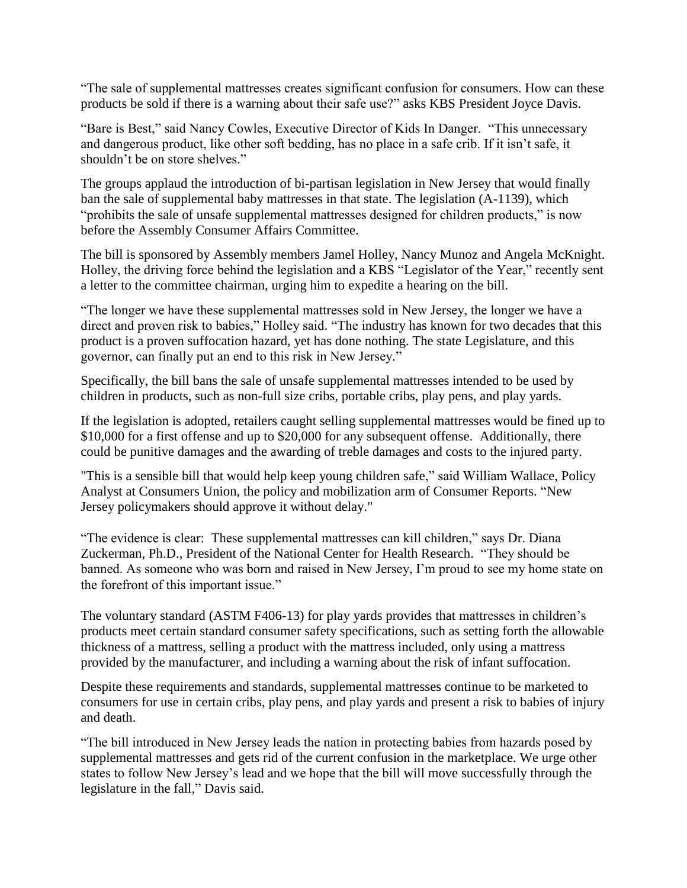"The sale of supplemental mattresses creates significant confusion for consumers. How can these products be sold if there is a warning about their safe use?" asks KBS President Joyce Davis.

"Bare is Best," said Nancy Cowles, Executive Director of Kids In Danger. "This unnecessary and dangerous product, like other soft bedding, has no place in a safe crib. If it isn't safe, it shouldn't be on store shelves."

The groups applaud the introduction of bi-partisan legislation in New Jersey that would finally ban the sale of supplemental baby mattresses in that state. The legislation (A-1139), which "prohibits the sale of unsafe supplemental mattresses designed for children products," is now before the Assembly Consumer Affairs Committee.

The bill is sponsored by Assembly members Jamel Holley, Nancy Munoz and Angela McKnight. Holley, the driving force behind the legislation and a KBS "Legislator of the Year," recently sent a letter to the committee chairman, urging him to expedite a hearing on the bill.

"The longer we have these supplemental mattresses sold in New Jersey, the longer we have a direct and proven risk to babies," Holley said. "The industry has known for two decades that this product is a proven suffocation hazard, yet has done nothing. The state Legislature, and this governor, can finally put an end to this risk in New Jersey."

Specifically, the bill bans the sale of unsafe supplemental mattresses intended to be used by children in products, such as non-full size cribs, portable cribs, play pens, and play yards.

If the legislation is adopted, retailers caught selling supplemental mattresses would be fined up to $10,000 for a first offense and up to $20,000 for any subsequent offense. Additionally, there could be punitive damages and the awarding of treble damages and costs to the injured party.

"This is a sensible bill that would help keep young children safe," said William Wallace, Policy Analyst at Consumers Union, the policy and mobilization arm of Consumer Reports. "New Jersey policymakers should approve it without delay."

"The evidence is clear: These supplemental mattresses can kill children," says Dr. Diana Zuckerman, Ph.D., President of the National Center for Health Research. "They should be banned. As someone who was born and raised in New Jersey, I'm proud to see my home state on the forefront of this important issue."

The voluntary standard (ASTM F406-13) for play yards provides that mattresses in children's products meet certain standard consumer safety specifications, such as setting forth the allowable thickness of a mattress, selling a product with the mattress included, only using a mattress provided by the manufacturer, and including a warning about the risk of infant suffocation.

Despite these requirements and standards, supplemental mattresses continue to be marketed to consumers for use in certain cribs, play pens, and play yards and present a risk to babies of injury and death.

"The bill introduced in New Jersey leads the nation in protecting babies from hazards posed by supplemental mattresses and gets rid of the current confusion in the marketplace. We urge other states to follow New Jersey's lead and we hope that the bill will move successfully through the legislature in the fall," Davis said.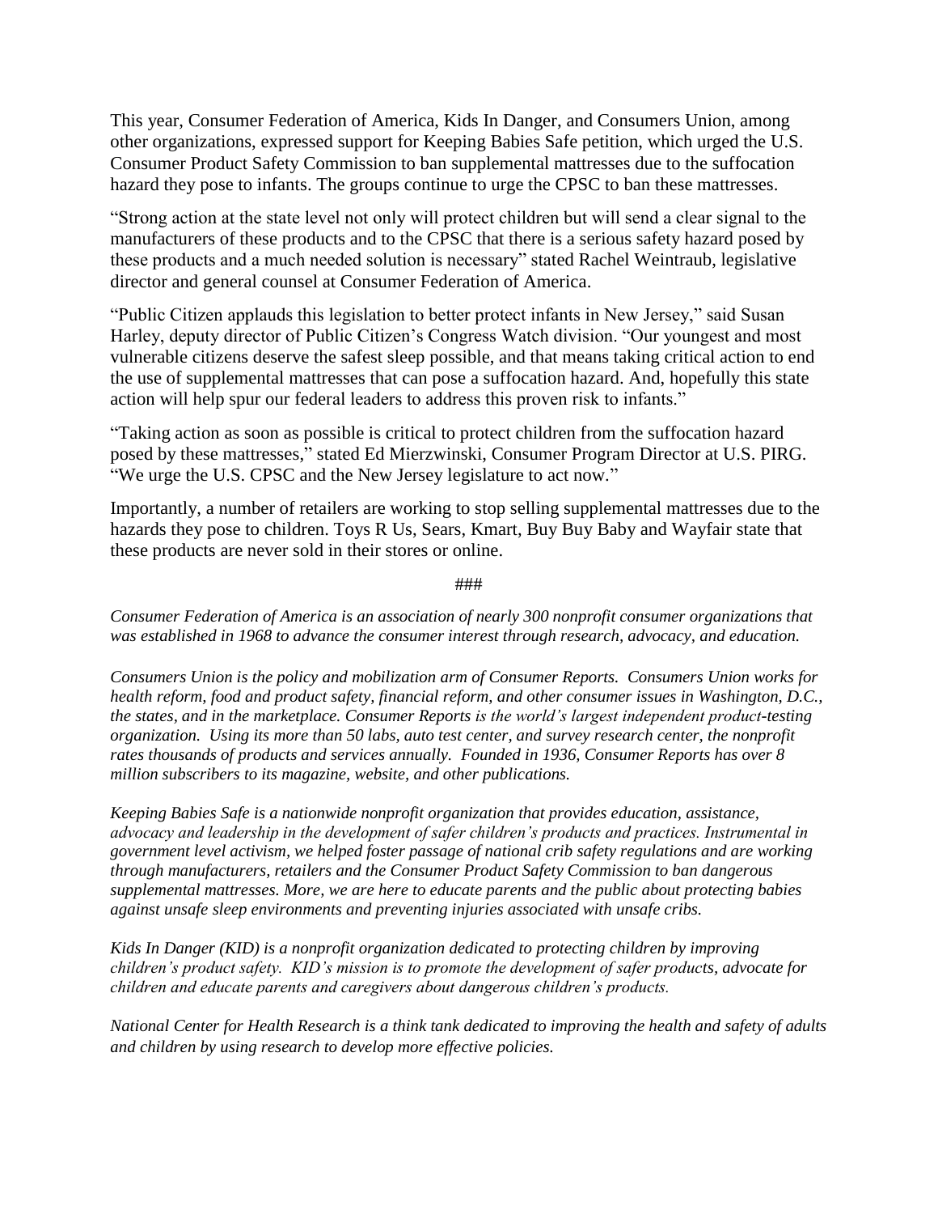This year, Consumer Federation of America, Kids In Danger, and Consumers Union, among other organizations, expressed support for Keeping Babies Safe petition, which urged the U.S. Consumer Product Safety Commission to ban supplemental mattresses due to the suffocation hazard they pose to infants. The groups continue to urge the CPSC to ban these mattresses.

"Strong action at the state level not only will protect children but will send a clear signal to the manufacturers of these products and to the CPSC that there is a serious safety hazard posed by these products and a much needed solution is necessary" stated Rachel Weintraub, legislative director and general counsel at Consumer Federation of America.

"Public Citizen applauds this legislation to better protect infants in New Jersey," said Susan Harley, deputy director of Public Citizen's Congress Watch division. "Our youngest and most vulnerable citizens deserve the safest sleep possible, and that means taking critical action to end the use of supplemental mattresses that can pose a suffocation hazard. And, hopefully this state action will help spur our federal leaders to address this proven risk to infants."

"Taking action as soon as possible is critical to protect children from the suffocation hazard posed by these mattresses," stated Ed Mierzwinski, Consumer Program Director at U.S. PIRG. "We urge the U.S. CPSC and the New Jersey legislature to act now."

Importantly, a number of retailers are working to stop selling supplemental mattresses due to the hazards they pose to children. Toys R Us, Sears, Kmart, Buy Buy Baby and Wayfair state that these products are never sold in their stores or online.

###

*Consumer Federation of America is an association of nearly 300 nonprofit consumer organizations that was established in 1968 to advance the consumer interest through research, advocacy, and education.*

*Consumers Union is the policy and mobilization arm of Consumer Reports. Consumers Union works for health reform, food and product safety, financial reform, and other consumer issues in Washington, D.C., the states, and in the marketplace. Consumer Reports is the world's largest independent product-testing organization. Using its more than 50 labs, auto test center, and survey research center, the nonprofit rates thousands of products and services annually. Founded in 1936, Consumer Reports has over 8 million subscribers to its magazine, website, and other publications.*

*Keeping Babies Safe is a nationwide nonprofit organization that provides education, assistance, advocacy and leadership in the development of safer children's products and practices. Instrumental in government level activism, we helped foster passage of national crib safety regulations and are working through manufacturers, retailers and the Consumer Product Safety Commission to ban dangerous supplemental mattresses. More, we are here to educate parents and the public about protecting babies against unsafe sleep environments and preventing injuries associated with unsafe cribs.*

*Kids In Danger (KID) is a nonprofit organization dedicated to protecting children by improving children's product safety. KID's mission is to promote the development of safer products, advocate for children and educate parents and caregivers about dangerous children's products.*

*National Center for Health Research is a think tank dedicated to improving the health and safety of adults and children by using research to develop more effective policies.*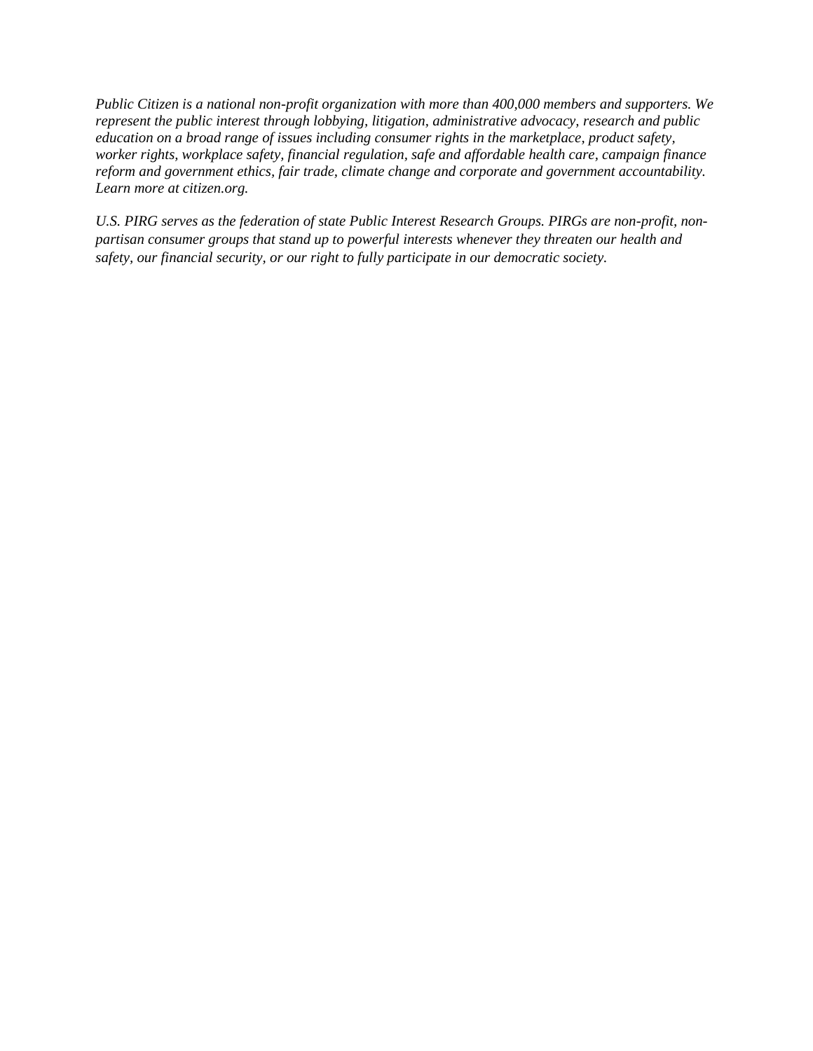*Public Citizen is a national non-profit organization with more than 400,000 members and supporters. We represent the public interest through lobbying, litigation, administrative advocacy, research and public education on a broad range of issues including consumer rights in the marketplace, product safety, worker rights, workplace safety, financial regulation, safe and affordable health care, campaign finance reform and government ethics, fair trade, climate change and corporate and government accountability. Learn more at citizen.org.*

*U.S. PIRG serves as the federation of state Public Interest Research Groups. PIRGs are non-profit, non-partisan consumer groups that stand up to powerful interests whenever they threaten our health and safety, our financial security, or our right to fully participate in our democratic society.*